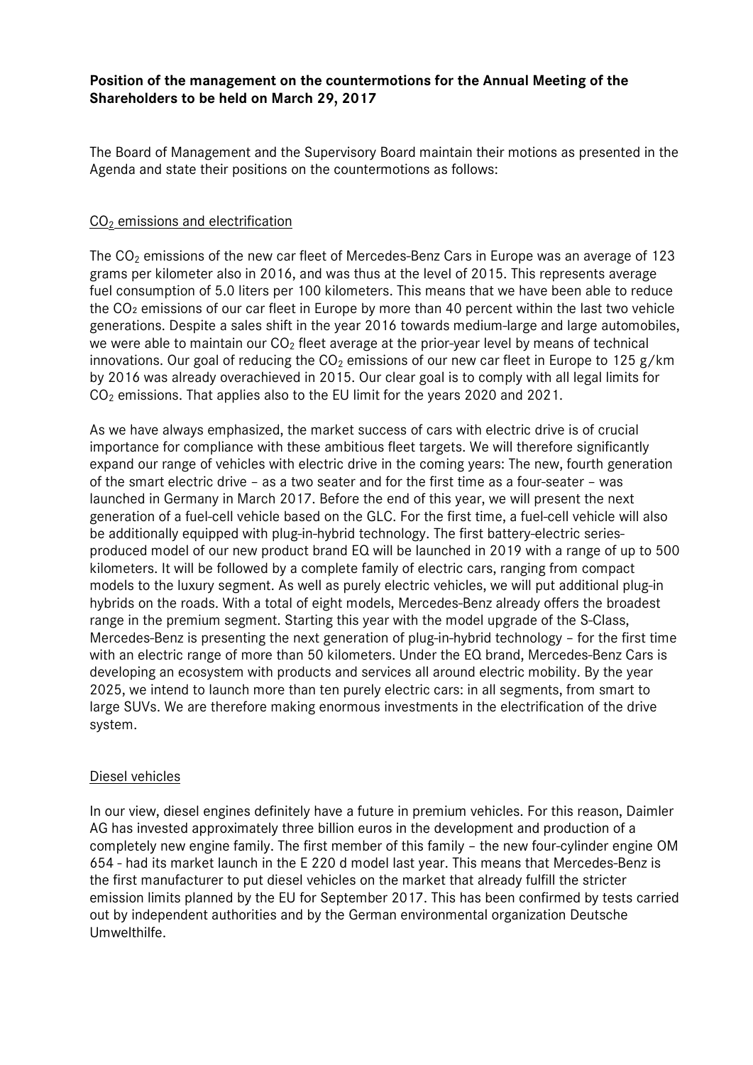**Position of the management on the countermotions for the Annual Meeting of the Shareholders to be held on March 29, 2017**

The Board of Management and the Supervisory Board maintain their motions as presented in the Agenda and state their positions on the countermotions as follows:

$CO_2$ emissions and electrification

The $CO_2$ emissions of the new car fleet of Mercedes-Benz Cars in Europe was an average of 123 grams per kilometer also in 2016, and was thus at the level of 2015. This represents average fuel consumption of 5.0 liters per 100 kilometers. This means that we have been able to reduce the $CO_2$ emissions of our car fleet in Europe by more than 40 percent within the last two vehicle generations. Despite a sales shift in the year 2016 towards medium-large and large automobiles, we were able to maintain our $CO_2$ fleet average at the prior-year level by means of technical innovations. Our goal of reducing the $CO_2$ emissions of our new car fleet in Europe to 125 g/km by 2016 was already overachieved in 2015. Our clear goal is to comply with all legal limits for $CO_2$ emissions. That applies also to the EU limit for the years 2020 and 2021.

As we have always emphasized, the market success of cars with electric drive is of crucial importance for compliance with these ambitious fleet targets. We will therefore significantly expand our range of vehicles with electric drive in the coming years: The new, fourth generation of the smart electric drive – as a two seater and for the first time as a four-seater – was launched in Germany in March 2017. Before the end of this year, we will present the next generation of a fuel-cell vehicle based on the GLC. For the first time, a fuel-cell vehicle will also be additionally equipped with plug-in-hybrid technology. The first battery-electric series-produced model of our new product brand EQ will be launched in 2019 with a range of up to 500 kilometers. It will be followed by a complete family of electric cars, ranging from compact models to the luxury segment. As well as purely electric vehicles, we will put additional plug-in hybrids on the roads. With a total of eight models, Mercedes-Benz already offers the broadest range in the premium segment. Starting this year with the model upgrade of the S-Class, Mercedes-Benz is presenting the next generation of plug-in-hybrid technology – for the first time with an electric range of more than 50 kilometers. Under the EQ brand, Mercedes-Benz Cars is developing an ecosystem with products and services all around electric mobility. By the year 2025, we intend to launch more than ten purely electric cars: in all segments, from smart to large SUVs. We are therefore making enormous investments in the electrification of the drive system.

Diesel vehicles

In our view, diesel engines definitely have a future in premium vehicles. For this reason, Daimler AG has invested approximately three billion euros in the development and production of a completely new engine family. The first member of this family – the new four-cylinder engine OM 654 - had its market launch in the E 220 d model last year. This means that Mercedes-Benz is the first manufacturer to put diesel vehicles on the market that already fulfill the stricter emission limits planned by the EU for September 2017. This has been confirmed by tests carried out by independent authorities and by the German environmental organization Deutsche Umwelthilfe.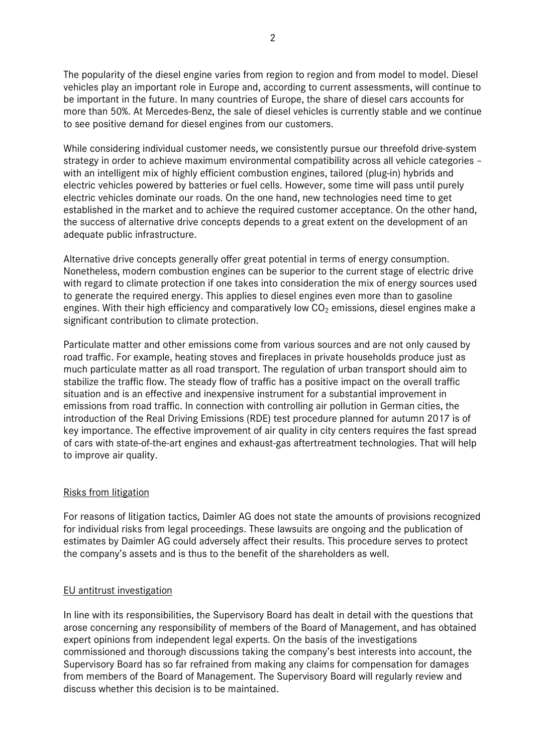The popularity of the diesel engine varies from region to region and from model to model. Diesel vehicles play an important role in Europe and, according to current assessments, will continue to be important in the future. In many countries of Europe, the share of diesel cars accounts for more than 50%. At Mercedes-Benz, the sale of diesel vehicles is currently stable and we continue to see positive demand for diesel engines from our customers.

While considering individual customer needs, we consistently pursue our threefold drive-system strategy in order to achieve maximum environmental compatibility across all vehicle categories – with an intelligent mix of highly efficient combustion engines, tailored (plug-in) hybrids and electric vehicles powered by batteries or fuel cells. However, some time will pass until purely electric vehicles dominate our roads. On the one hand, new technologies need time to get established in the market and to achieve the required customer acceptance. On the other hand, the success of alternative drive concepts depends to a great extent on the development of an adequate public infrastructure.

Alternative drive concepts generally offer great potential in terms of energy consumption. Nonetheless, modern combustion engines can be superior to the current stage of electric drive with regard to climate protection if one takes into consideration the mix of energy sources used to generate the required energy. This applies to diesel engines even more than to gasoline engines. With their high efficiency and comparatively low $CO_2$ emissions, diesel engines make a significant contribution to climate protection.

Particulate matter and other emissions come from various sources and are not only caused by road traffic. For example, heating stoves and fireplaces in private households produce just as much particulate matter as all road transport. The regulation of urban transport should aim to stabilize the traffic flow. The steady flow of traffic has a positive impact on the overall traffic situation and is an effective and inexpensive instrument for a substantial improvement in emissions from road traffic. In connection with controlling air pollution in German cities, the introduction of the Real Driving Emissions (RDE) test procedure planned for autumn 2017 is of key importance. The effective improvement of air quality in city centers requires the fast spread of cars with state-of-the-art engines and exhaust-gas aftertreatment technologies. That will help to improve air quality.

## Risks from litigation

For reasons of litigation tactics, Daimler AG does not state the amounts of provisions recognized for individual risks from legal proceedings. These lawsuits are ongoing and the publication of estimates by Daimler AG could adversely affect their results. This procedure serves to protect the company's assets and is thus to the benefit of the shareholders as well.

## EU antitrust investigation

In line with its responsibilities, the Supervisory Board has dealt in detail with the questions that arose concerning any responsibility of members of the Board of Management, and has obtained expert opinions from independent legal experts. On the basis of the investigations commissioned and thorough discussions taking the company's best interests into account, the Supervisory Board has so far refrained from making any claims for compensation for damages from members of the Board of Management. The Supervisory Board will regularly review and discuss whether this decision is to be maintained.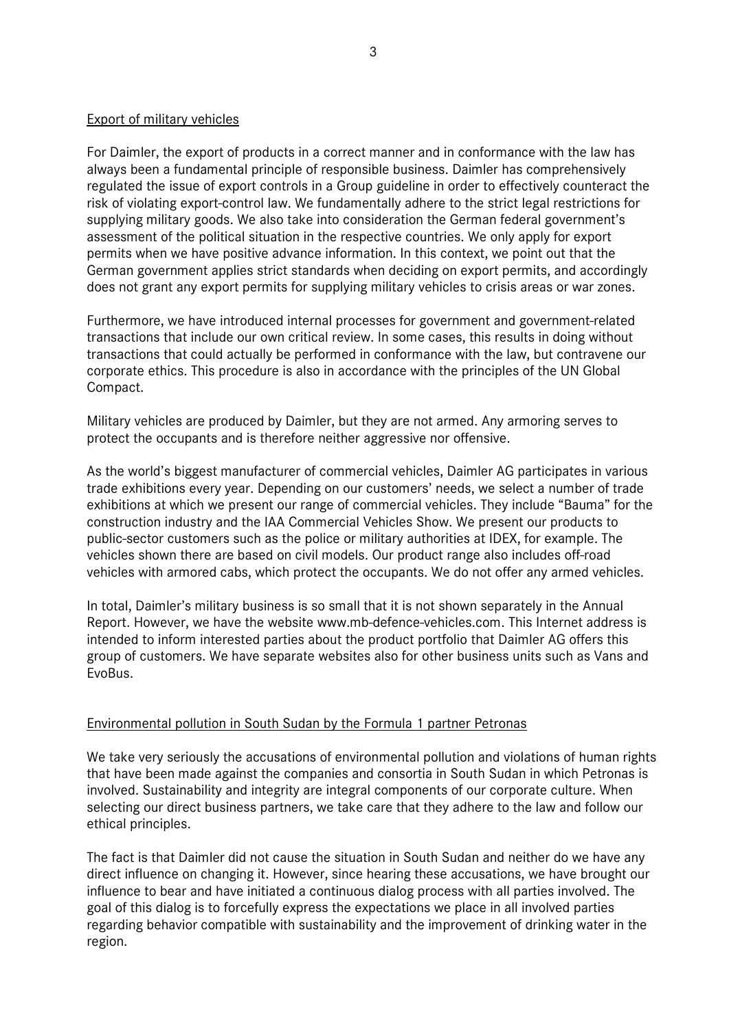## Export of military vehicles

For Daimler, the export of products in a correct manner and in conformance with the law has always been a fundamental principle of responsible business. Daimler has comprehensively regulated the issue of export controls in a Group guideline in order to effectively counteract the risk of violating export-control law. We fundamentally adhere to the strict legal restrictions for supplying military goods. We also take into consideration the German federal government's assessment of the political situation in the respective countries. We only apply for export permits when we have positive advance information. In this context, we point out that the German government applies strict standards when deciding on export permits, and accordingly does not grant any export permits for supplying military vehicles to crisis areas or war zones.

Furthermore, we have introduced internal processes for government and government-related transactions that include our own critical review. In some cases, this results in doing without transactions that could actually be performed in conformance with the law, but contravene our corporate ethics. This procedure is also in accordance with the principles of the UN Global Compact.

Military vehicles are produced by Daimler, but they are not armed. Any armoring serves to protect the occupants and is therefore neither aggressive nor offensive.

As the world's biggest manufacturer of commercial vehicles, Daimler AG participates in various trade exhibitions every year. Depending on our customers' needs, we select a number of trade exhibitions at which we present our range of commercial vehicles. They include "Bauma" for the construction industry and the IAA Commercial Vehicles Show. We present our products to public-sector customers such as the police or military authorities at IDEX, for example. The vehicles shown there are based on civil models. Our product range also includes off-road vehicles with armored cabs, which protect the occupants. We do not offer any armed vehicles.

In total, Daimler's military business is so small that it is not shown separately in the Annual Report. However, we have the website www.mb-defence-vehicles.com. This Internet address is intended to inform interested parties about the product portfolio that Daimler AG offers this group of customers. We have separate websites also for other business units such as Vans and EvoBus.

## Environmental pollution in South Sudan by the Formula 1 partner Petronas

We take very seriously the accusations of environmental pollution and violations of human rights that have been made against the companies and consortia in South Sudan in which Petronas is involved. Sustainability and integrity are integral components of our corporate culture. When selecting our direct business partners, we take care that they adhere to the law and follow our ethical principles.

The fact is that Daimler did not cause the situation in South Sudan and neither do we have any direct influence on changing it. However, since hearing these accusations, we have brought our influence to bear and have initiated a continuous dialog process with all parties involved. The goal of this dialog is to forcefully express the expectations we place in all involved parties regarding behavior compatible with sustainability and the improvement of drinking water in the region.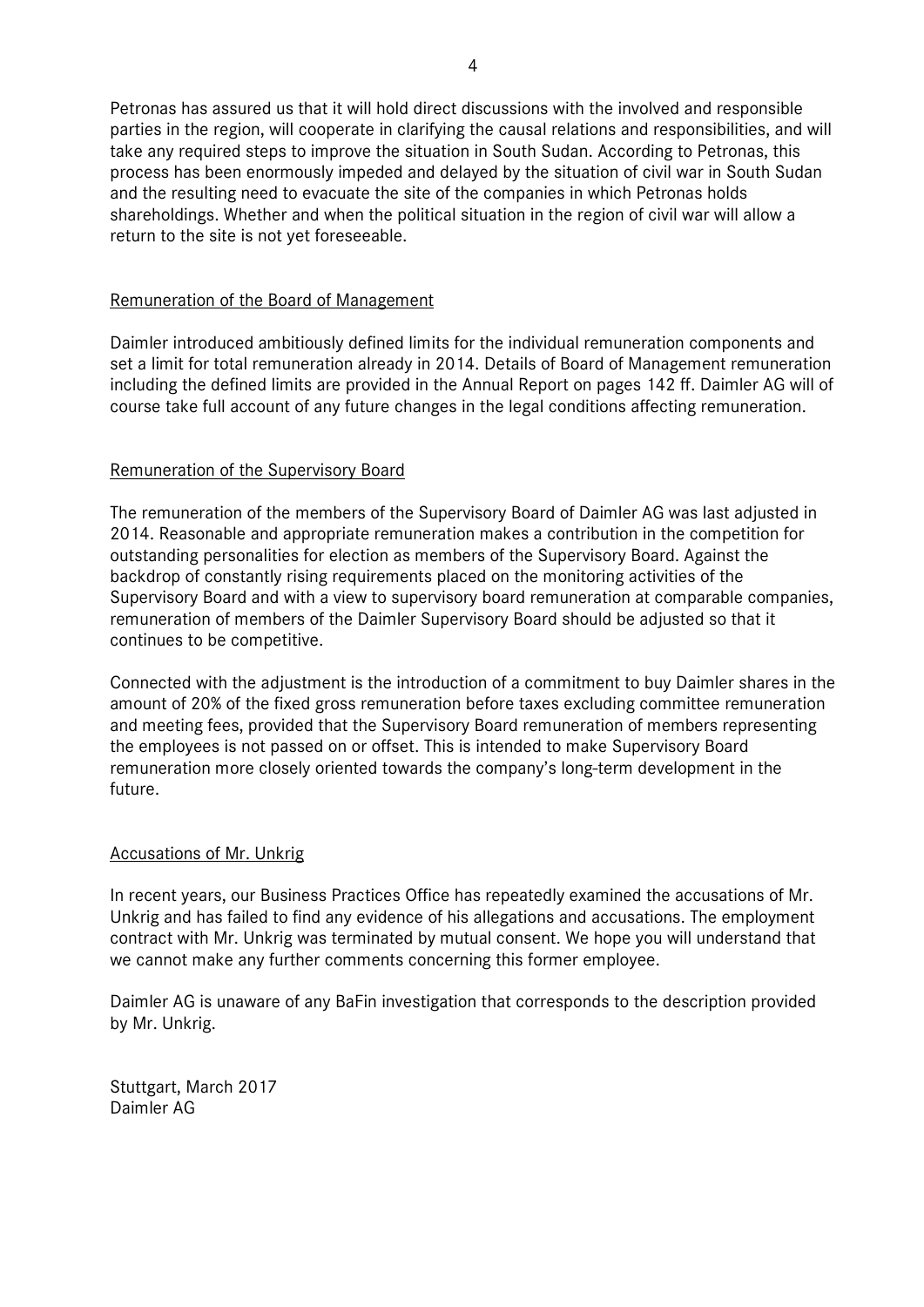Petronas has assured us that it will hold direct discussions with the involved and responsible parties in the region, will cooperate in clarifying the causal relations and responsibilities, and will take any required steps to improve the situation in South Sudan. According to Petronas, this process has been enormously impeded and delayed by the situation of civil war in South Sudan and the resulting need to evacuate the site of the companies in which Petronas holds shareholdings. Whether and when the political situation in the region of civil war will allow a return to the site is not yet foreseeable.

## Remuneration of the Board of Management

Daimler introduced ambitiously defined limits for the individual remuneration components and set a limit for total remuneration already in 2014. Details of Board of Management remuneration including the defined limits are provided in the Annual Report on pages 142 ff. Daimler AG will of course take full account of any future changes in the legal conditions affecting remuneration.

## Remuneration of the Supervisory Board

The remuneration of the members of the Supervisory Board of Daimler AG was last adjusted in 2014. Reasonable and appropriate remuneration makes a contribution in the competition for outstanding personalities for election as members of the Supervisory Board. Against the backdrop of constantly rising requirements placed on the monitoring activities of the Supervisory Board and with a view to supervisory board remuneration at comparable companies, remuneration of members of the Daimler Supervisory Board should be adjusted so that it continues to be competitive.

Connected with the adjustment is the introduction of a commitment to buy Daimler shares in the amount of 20% of the fixed gross remuneration before taxes excluding committee remuneration and meeting fees, provided that the Supervisory Board remuneration of members representing the employees is not passed on or offset. This is intended to make Supervisory Board remuneration more closely oriented towards the company's long-term development in the future.

## Accusations of Mr. Unkrig

In recent years, our Business Practices Office has repeatedly examined the accusations of Mr. Unkrig and has failed to find any evidence of his allegations and accusations. The employment contract with Mr. Unkrig was terminated by mutual consent. We hope you will understand that we cannot make any further comments concerning this former employee.

Daimler AG is unaware of any BaFin investigation that corresponds to the description provided by Mr. Unkrig.

Stuttgart, March 2017
Daimler AG